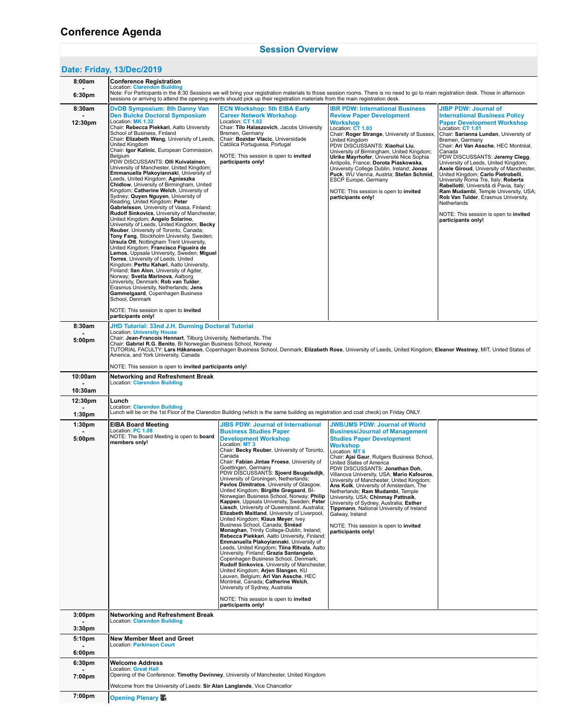# Conference Agenda

## Session Overview

### Date: Friday, 13/Dec/2019

| Time | Session | | | |
|---|---|---|---|---|
| 8:00am - 6:30pm | **Conference Registration**<br>Location: Clarendon Building<br>Note: For Participants in the 8:30 Sessions we will bring your registration materials to those session rooms. There is no need to go to main registration desk. Those in afternoon sessions or arriving to attend the opening events should pick up their registration materials from the main registration desk. | | | |
| 8:30am - 12:30pm | **DvDB Symposium: 8th Danny Van Den Bulcke Doctoral Symposium**<br>Location: MK 1.32<br>Chair: **Rebecca Piekkari**, Aalto University School of Business, Finland<br>Chair: **Elizabeth Wang**, University of Leeds, United Kingdom<br>Chair: **Igor Kalinic**, European Commission, Belgium<br>PDW DISCUSSANTS: **Olli Kuivalainen**, University of Manchester, United Kingdom; **Emmanuella Plakoyiannaki**, University of Leeds, United Kingdom; **Agnieszka Chidlow**, University of Birmingham, United Kingdom; **Catherine Welch**, University of Sydney; **Quyen Nguyen**, University of Reading, United Kingdom; **Peter Gabrielsson**, University of Vaasa, Finland; **Rudolf Sinkovics**, University of Manchester, United Kingdom; **Angelo Solarino**, University of Leeds, United Kingdom; **Becky Reuber**, University of Toronto, Canada; **Tony Fang**, Stockholm University, Sweden; **Ursula Ott**, Nottingham Trent University, United Kingdom; **Francisco Figueira de Lemos**, Uppsala University, Sweden; **Miguel Torres**, University of Leeds, United Kingdom; **Perttu Kahari**, Aalto University, Finland; **Ilan Alon**, University of Agder, Norway; **Svetla Marinova**, Aalborg University, Denmark; **Rob van Tulder**, Erasmus University, Netherlands; **Jens Gammelgaard**, Copenhagen Business School, Denmark<br><br>NOTE: This session is open to **invited participants only!** | **ECN Workshop: 5th EIBA Early Career Network Workshop**<br>Location: CT 1.02<br>Chair: **Tilo Halaszovich**, Jacobs University Bremen, Germany<br>Chair: **Bozidar Vlacic**, Universidade Católica Portuguesa, Portugal<br><br>NOTE: This session is open to **invited participants only!** | **IBR PDW: International Business Review Paper Development Workshop**<br>Location: CT 1.03<br>Chair: **Roger Strange**, University of Sussex, United Kingdom<br>PDW DISCUSSANTS: **Xiaohui Liu**, University of Birmingham, United Kingdom; **Ulrike Mayrhofer**, Université Nice Sophia Antipolis, France; **Dorota Piaskowska**, University College Dublin, Ireland; **Jonas Puck**, WU Vienna, Austria; **Stefan Schmid**, ESCP Europe, Germany<br><br>NOTE: This session is open to **invited participants only!** | **JIBP PDW: Journal of International Business Policy Paper Development Workshop**<br>Location: CT 1.01<br>Chair: **Sarianna Lundan**, University of Bremen, Germany<br>Chair: **Ari Van Assche**, HEC Montréal, Canada<br>PDW DISCUSSANTS: **Jeremy Clegg**, University of Leeds, United Kingdom; **Axele Giroud**, University of Manchester, United Kingdom; **Carlo Pietrobelli**, University Roma Tre, Italy; **Roberta Rabellotti**, Università di Pavia, Italy; **Ram Mudambi**, Temple University, USA; **Rob Van Tulder**, Erasmus University, Netherlands<br><br>NOTE: This session is open to **invited participants only!** |
| 8:30am - 5:00pm | **JHD Tutorial: 33nd J.H. Dunning Doctoral Tutorial**<br>Location: University House<br>Chair: **Jean-Francois Hennart**, Tilburg University, Netherlands, The<br>Chair: **Gabriel R.G. Benito**, BI Norwegian Business School, Norway<br>TUTORIAL FACULTY: **Lars Håkanson**, Copenhagen Business School, Denmark; **Elizabeth Rose**, University of Leeds, United Kingdom; **Eleanor Westney**, MIT, United States of America, and York University, Canada<br><br>NOTE: This session is open to **invited participants only!** | | | |
| 10:00am - 10:30am | **Networking and Refreshment Break**<br>Location: Clarendon Building | | | |
| 12:30pm - 1:30pm | **Lunch**<br>Location: Clarendon Building<br>Lunch will be on the 1st Floor of the Clarendon Building (which is the same building as registration and coat check) on Friday ONLY. | | | |
| 1:30pm - 5:00pm | **EIBA Board Meeting**<br>Location: PC 1.08<br>NOTE: The Board Meeting is open to **board members only!** | **JIBS PDW: Journal of International Business Studies Paper Development Workshop**<br>Location: MT 3<br>Chair: **Becky Reuber**, University of Toronto, Canada<br>Chair: **Fabian Jintae Froese**, University of Goettingen, Germany<br>PDW DISCUSSANTS: **Sjoerd Beugelsdijk**, University of Groningen, Netherlands; **Pavlos Dimitratos**, University of Glasgow, United Kingdom; **Birgitte Grøgaard**, BI-Norwegian Business School, Norway; **Philip Kappen**, Uppsala University, Sweden; **Peter Liesch**, University of Queensland, Australia; **Elizabeth Maitland**, University of Liverpool, United Kingdom; **Klaus Meyer**, Ivey Business School, Canada; **Sinéad Monaghan**, Trinity College-Dublin, Ireland; **Rebecca Piekkari**, Aalto University, Finland; **Emmanuella Plakoyiannaki**, University of Leeds, United Kingdom; **Tiina Ritvala**, Aalto University, Finland; **Grazia Santangelo**, Copenhagen Business School, Denmark; **Rudolf Sinkovics**, University of Manchester, United Kingdom; **Arjen Slangen**, KU Leuven, Belgium; **Ari Van Assche**, HEC Montréal, Canada; **Catherine Welch**, University of Sydney, Australia<br><br>NOTE: This session is open to **invited participants only!** | **JWB/JMS PDW: Journal of World Business/Journal of Management Studies Paper Development Workshop**<br>Location: MT 6<br>Chair: **Ajai Gaur**, Rutgers Business School, United States of America<br>PDW DISCUSSANTS: **Jonathan Doh**, Villanova University, USA; **Mario Kafouros**, University of Manchester, United Kingdom; **Ans Kolk**, University of Amsterdam, The Netherlands; **Ram Mudambi**, Temple University, USA; **Chinmay Pattnaik**, University of Sydney, Australia; **Esther Tippmann**, National University of Ireland Galway, Ireland<br><br>NOTE: This session is open to **invited participants only!** | |
| 3:00pm - 3:30pm | **Networking and Refreshment Break**<br>Location: Clarendon Building | | | |
| 5:10pm - 6:00pm | **New Member Meet and Greet**<br>Location: Parkinson Court | | | |
| 6:30pm - 7:00pm | **Welcome Address**<br>Location: Great Hall<br>Opening of the Conference: **Timothy Devinney**, University of Manchester, United Kingdom<br><br>Welcome from the University of Leeds: **Sir Alan Langlands**, Vice Chancellor | | | |
| 7:00pm | **Opening Plenary** | | | |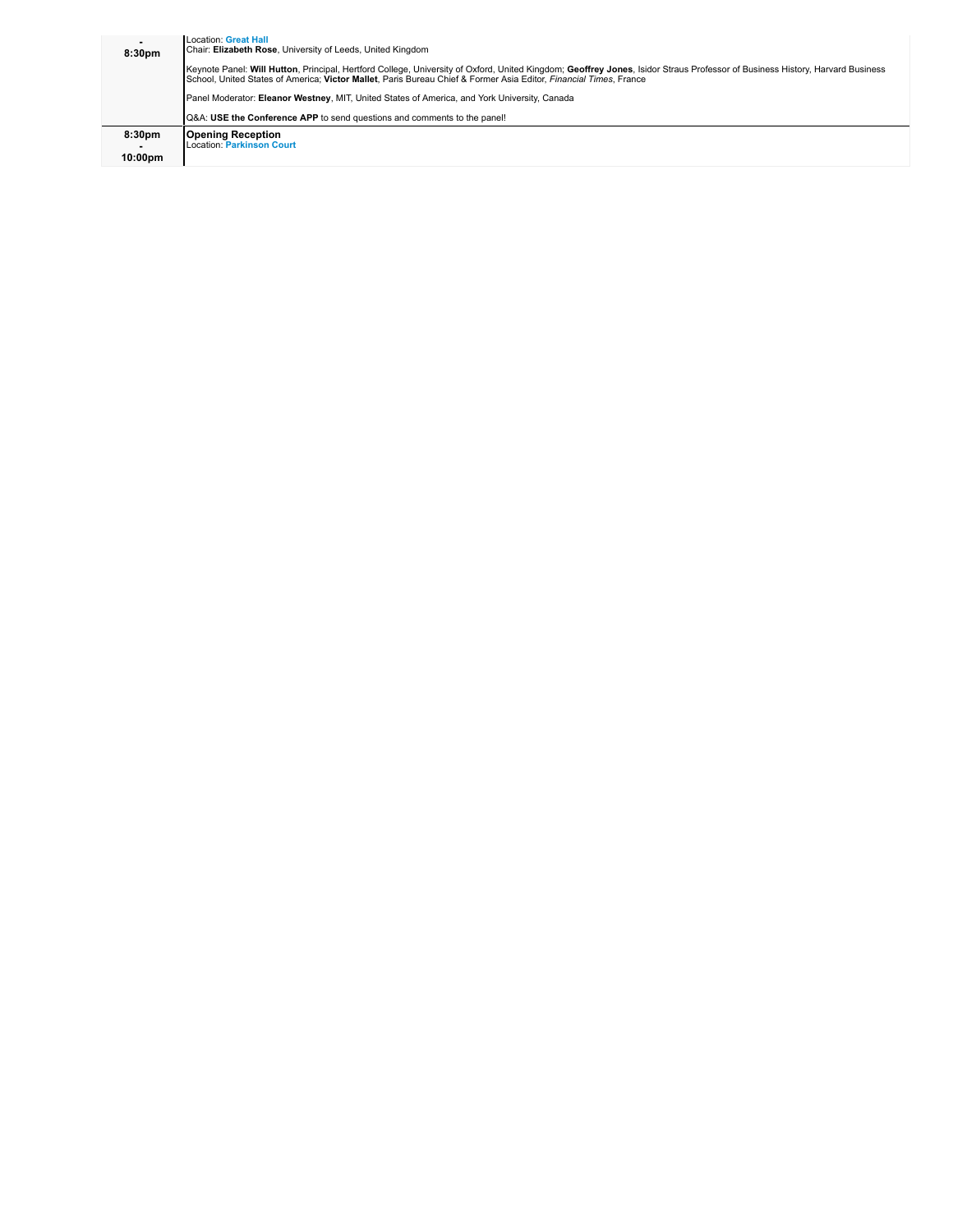| Time | Session |
| --- | --- |
| - 8:30pm | Location: **Great Hall**<br>Chair: **Elizabeth Rose**, University of Leeds, United Kingdom<br><br>Keynote Panel: **Will Hutton**, Principal, Hertford College, University of Oxford, United Kingdom; **Geoffrey Jones**, Isidor Straus Professor of Business History, Harvard Business School, United States of America; **Victor Mallet**, Paris Bureau Chief & Former Asia Editor, *Financial Times*, France<br><br>Panel Moderator: **Eleanor Westney**, MIT, United States of America, and York University, Canada<br><br>Q&A: **USE the Conference APP** to send questions and comments to the panel! |
| 8:30pm - 10:00pm | **Opening Reception**<br>Location: **Parkinson Court** |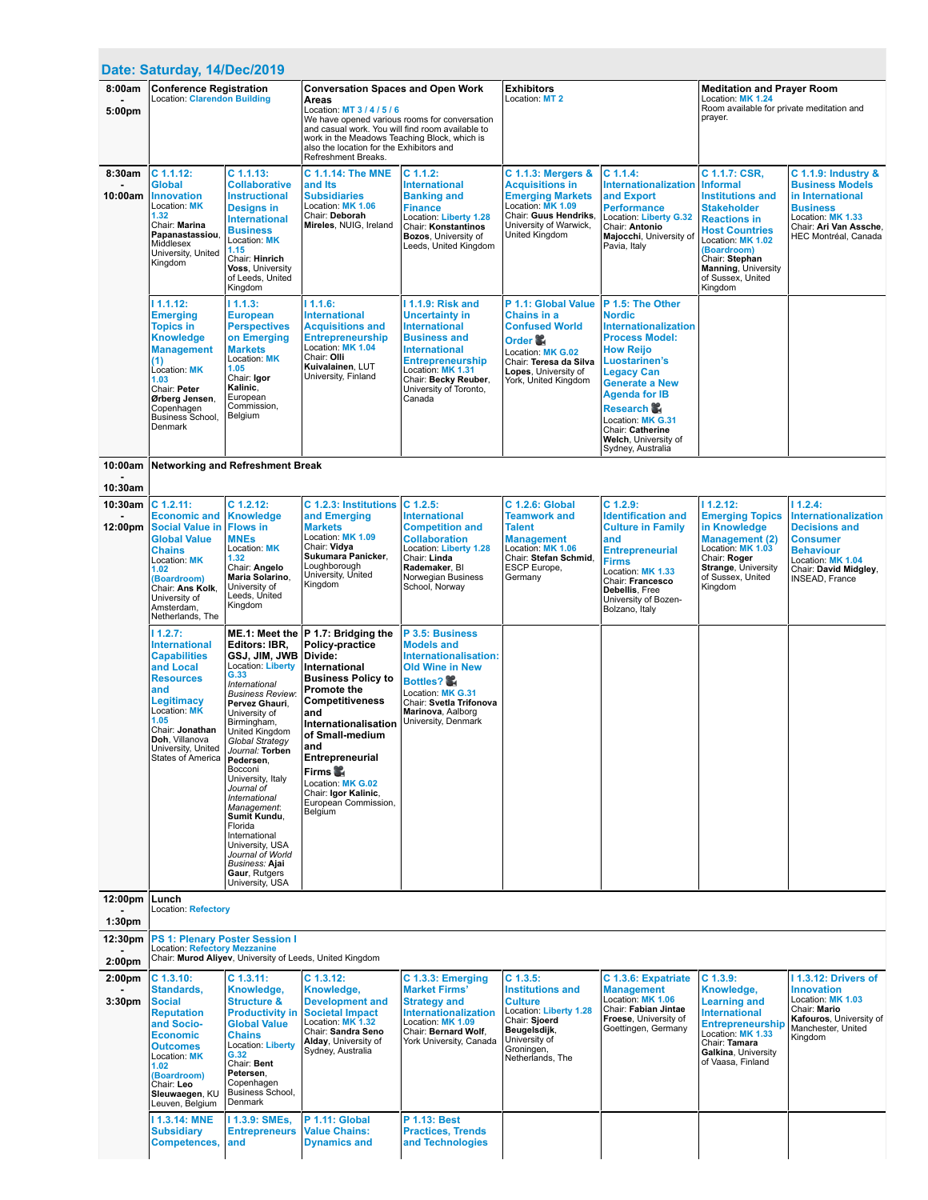## Date: Saturday, 14/Dec/2019

| Time | | | | | | | | |
|---|---|---|---|---|---|---|---|---|
| 8:00am - 5:00pm | **Conference Registration** Location: Clarendon Building | **Conversation Spaces and Open Work Areas** Location: MT 3 / 4 / 5 / 6 We have opened various rooms for conversation and casual work. You will find room available to work in the Meadows Teaching Block, which is also the location for the Exhibitors and Refreshment Breaks. | | **Exhibitors** Location: MT 2 | | **Meditation and Prayer Room** Location: MK 1.24 Room available for private meditation and prayer. | | |
| 8:30am - 10:00am | **C 1.1.12: Global Innovation** Location: MK 1.32 Chair: **Marina Papanastassiou**, Middlesex University, United Kingdom | **C 1.1.13: Collaborative Instructional Designs in International Business** Location: MK 1.15 Chair: **Hinrich Voss**, University of Leeds, United Kingdom | **C 1.1.14: The MNE and Its Subsidiaries** Location: MK 1.06 Chair: **Deborah Mireles**, NUIG, Ireland | **C 1.1.2: International Banking and Finance** Location: Liberty 1.28 Chair: **Konstantinos Bozos**, University of Leeds, United Kingdom | **C 1.1.3: Mergers & Acquisitions in Emerging Markets** Location: MK 1.09 Chair: **Guus Hendriks**, University of Warwick, United Kingdom | **C 1.1.4: Internationalization and Export Performance** Location: Liberty G.32 Chair: **Antonio Majocchi**, University of Pavia, Italy | **C 1.1.7: CSR, Informal Institutions and Stakeholder Reactions in Host Countries** Location: MK 1.02 (Boardroom) Chair: **Stephan Manning**, University of Sussex, United Kingdom | **C 1.1.9: Industry & Business Models in International Business** Location: MK 1.33 Chair: **Ari Van Assche**, HEC Montréal, Canada |
| | **I 1.1.12: Emerging Topics in Knowledge Management (1)** Location: MK 1.03 Chair: **Peter Ørberg Jensen**, Copenhagen Business School, Denmark | **I 1.1.3: European Perspectives on Emerging Markets** Location: MK 1.05 Chair: **Igor Kalinic**, European Commission, Belgium | **I 1.1.6: International Acquisitions and Entrepreneurship** Location: MK 1.04 Chair: **Olli Kuivalainen**, LUT University, Finland | **I 1.1.9: Risk and Uncertainty in International Business and International Entrepreneurship** Location: MK 1.31 Chair: **Becky Reuber**, University of Toronto, Canada | **P 1.1: Global Value Chains in a Confused World Order** Location: MK G.02 Chair: **Teresa da Silva Lopes**, University of York, United Kingdom | **P 1.5: The Other Nordic Internationalization Process Model: How Reijo Luostarinen's Legacy Can Generate a New Agenda for IB Research** Location: MK G.31 Chair: **Catherine Welch**, University of Sydney, Australia | | |
| 10:00am - 10:30am | **Networking and Refreshment Break** | | | | | | | |
| 10:30am - 12:00pm | **C 1.2.11: Economic and Social Value in Global Value Chains** Location: MK 1.02 (Boardroom) Chair: **Ans Kolk**, University of Amsterdam, Netherlands, The | **C 1.2.12: Knowledge Flows in MNEs** Location: MK 1.32 Chair: **Angelo Maria Solarino**, University of Leeds, United Kingdom | **C 1.2.3: Institutions and Emerging Markets** Location: MK 1.09 Chair: **Vidya Sukumara Panicker**, Loughborough University, United Kingdom | **C 1.2.5: International Competition and Collaboration** Location: Liberty 1.28 Chair: **Linda Rademaker**, BI Norwegian Business School, Norway | **C 1.2.6: Global Teamwork and Talent Management** Location: MK 1.06 Chair: **Stefan Schmid**, ESCP Europe, Germany | **C 1.2.9: Identification and Culture in Family and Entrepreneurial Firms** Location: MK 1.33 Chair: **Francesco Debellis**, Free University of Bozen-Bolzano, Italy | **I 1.2.12: Emerging Topics in Knowledge Management (2)** Location: MK 1.03 Chair: **Roger Strange**, University of Sussex, United Kingdom | **I 1.2.4: Internationalization Decisions and Consumer Behaviour** Location: MK 1.04 Chair: **David Midgley**, INSEAD, France |
| | **I 1.2.7: International Capabilities and Local Resources and Legitimacy** Location: MK 1.05 Chair: **Jonathan Doh**, Villanova University, United States of America | **ME.1: Meet the Editors: IBR, GSJ, JIM, JWB** Location: Liberty G.33 *International Business Review*: **Pervez Ghauri**, University of Birmingham, United Kingdom *Global Strategy Journal*: **Torben Pedersen**, Bocconi University, Italy *Journal of International Management*: **Sumit Kundu**, Florida International University, USA *Journal of World Business*: **Ajai Gaur**, Rutgers University, USA | **P 1.7: Bridging the Policy-practice Divide: International Business Policy to Promote the Competitiveness and Internationalisation of Small-medium and Entrepreneurial Firms** Location: MK G.02 Chair: **Igor Kalinic**, European Commission, Belgium | **P 3.5: Business Models and Internationalisation: Old Wine in New Bottles?** Location: MK G.31 Chair: **Svetla Trifonova Marinova**, Aalborg University, Denmark | | | | |
| 12:00pm - 1:30pm | **Lunch** Location: Refectory | | | | | | | |
| 12:30pm - 2:00pm | **PS 1: Plenary Poster Session I** Location: Refectory Mezzanine Chair: **Murod Aliyev**, University of Leeds, United Kingdom | | | | | | | |
| 2:00pm - 3:30pm | **C 1.3.10: Standards, Social Reputation and Socio-Economic Outcomes** Location: MK 1.02 (Boardroom) Chair: **Leo Sleuwaegen**, KU Leuven, Belgium | **C 1.3.11: Knowledge, Structure & Productivity in Global Value Chains** Location: Liberty G.32 Chair: **Bent Petersen**, Copenhagen Business School, Denmark | **C 1.3.12: Knowledge, Development and Societal Impact** Location: MK 1.32 Chair: **Sandra Seno Alday**, University of Sydney, Australia | **C 1.3.3: Emerging Market Firms' Strategy and Internationalization** Location: MK 1.09 Chair: **Bernard Wolf**, York University, Canada | **C 1.3.5: Institutions and Culture** Location: Liberty 1.28 Chair: **Sjoerd Beugelsdijk**, University of Groningen, Netherlands, The | **C 1.3.6: Expatriate Management** Location: MK 1.06 Chair: **Fabian Jintae Froese**, University of Goettingen, Germany | **C 1.3.9: Knowledge, Learning and International Entrepreneurship** Location: MK 1.33 Chair: **Tamara Galkina**, University of Vaasa, Finland | **I 1.3.12: Drivers of Innovation** Location: MK 1.03 Chair: **Mario Kafouros**, University of Manchester, United Kingdom |
| | **I 1.3.14: MNE Subsidiary Competences,** | **I 1.3.9: SMEs, Entrepreneurs and** | **P 1.11: Global Value Chains: Dynamics and** | **P 1.13: Best Practices, Trends and Technologies** | | | | |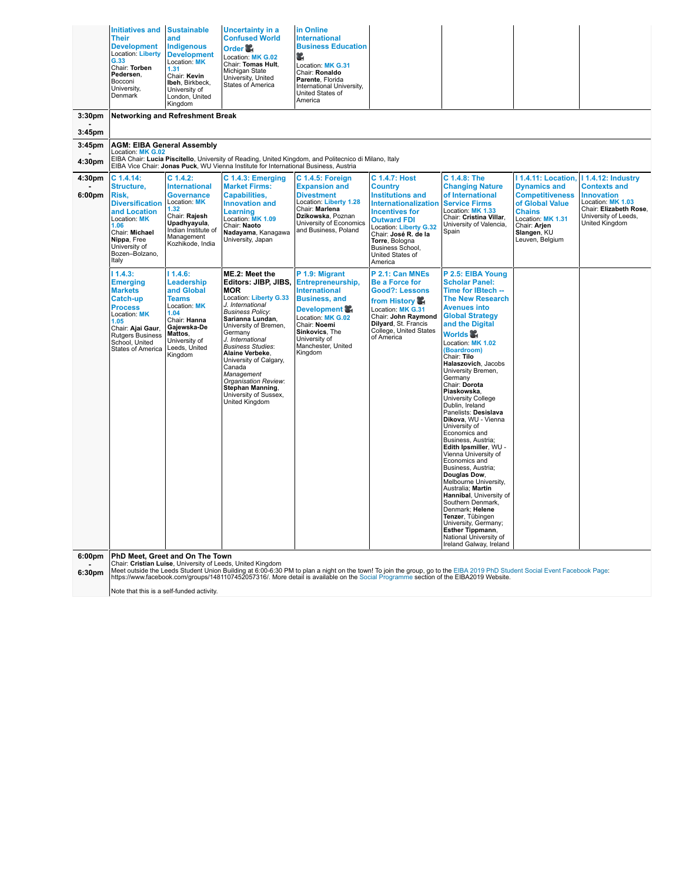| | | | | | | | | |
|---|---|---|---|---|---|---|---|---|
| | **Initiatives and Their Development** Location: Liberty G.33 Chair: **Torben Pedersen**, Bocconi University, Denmark | **Sustainable and Indigenous Development** Location: MK 1.31 Chair: **Kevin Ibeh**, Birkbeck, University of London, United Kingdom | **Uncertainty in a Confused World Order** Location: MK G.02 Chair: **Tomas Hult**, Michigan State University, United States of America | **in Online International Business Education** Location: MK G.31 Chair: **Ronaldo Parente**, Florida International University, United States of America | | | | |
| **3:30pm - 3:45pm** | **Networking and Refreshment Break** | | | | | | | |
| **3:45pm - 4:30pm** | **AGM: EIBA General Assembly** Location: MK G.02 EIBA Chair: **Lucia Piscitello**, University of Reading, United Kingdom, and Politecnico di Milano, Italy EIBA Vice Chair: **Jonas Puck**, WU Vienna Institute for International Business, Austria | | | | | | | |
| **4:30pm - 6:00pm** | **C 1.4.14: Structure, Risk, Diversification and Location** Location: MK 1.06 Chair: **Michael Nippa**, Free University of Bozen–Bolzano, Italy | **C 1.4.2: International Governance** Location: MK 1.32 Chair: **Rajesh Upadhyayula**, Indian Institute of Management Kozhikode, India | **C 1.4.3: Emerging Market Firms: Capabilities, Innovation and Learning** Location: MK 1.09 Chair: **Naoto Nadayama**, Kanagawa University, Japan | **C 1.4.5: Foreign Expansion and Divestment** Location: Liberty 1.28 Chair: **Marlena Dzikowska**, Poznan University of Economics and Business, Poland | **C 1.4.7: Host Country Institutions and Internationalization Incentives for Outward FDI** Location: Liberty G.32 Chair: **José R. de la Torre**, Bologna Business School, United States of America | **C 1.4.8: The Changing Nature of International Service Firms** Location: MK 1.33 Chair: **Cristina Villar**, University of Valencia, Spain | **I 1.4.11: Location, Dynamics and Competitiveness of Global Value Chains** Location: MK 1.31 Chair: **Arjen Slangen**, KU Leuven, Belgium | **I 1.4.12: Industry Contexts and Innovation** Location: MK 1.03 Chair: **Elizabeth Rose**, University of Leeds, United Kingdom |
| | **I 1.4.3: Emerging Markets Catch-up Process** Location: MK 1.05 Chair: **Ajai Gaur**, Rutgers Business School, United States of America | **I 1.4.6: Leadership and Global Teams** Location: MK 1.04 Chair: **Hanna Gajewska-De Mattos**, University of Leeds, United Kingdom | **ME.2: Meet the Editors: JIBP, JIBS, MOR** Location: Liberty G.33 *J. International Business Policy*: **Sarianna Lundan**, University of Bremen, Germany *J. International Business Studies*: **Alaine Verbeke**, University of Calgary, Canada *Management Organisation Review*: **Stephan Manning**, University of Sussex, United Kingdom | **P 1.9: Migrant Entrepreneurship, International Business, and Development** Location: MK G.02 Chair: **Noemi Sinkovics**, The University of Manchester, United Kingdom | **P 2.1: Can MNEs Be a Force for Good?: Lessons from History** Location: MK G.31 Chair: **John Raymond Dilyard**, St. Francis College, United States of America | **P 2.5: EIBA Young Scholar Panel: Time for IBtech -- The New Research Avenues into Global Strategy and the Digital Worlds** Location: MK 1.02 (Boardroom) Chair: **Tilo Halaszovich**, Jacobs University Bremen, Germany Chair: **Dorota Piaskowska**, University College Dublin, Ireland Panelists: **Desislava Dikova**, WU - Vienna University of Economics and Business, Austria; **Edith Ipsmiller**, WU - Vienna University of Economics and Business, Austria; **Douglas Dow**, Melbourne University, Australia; **Martin Hannibal**, University of Southern Denmark, Denmark; **Helene Tenzer**, Tübingen University, Germany; **Esther Tippmann**, National University of Ireland Galway, Ireland | | |
| **6:00pm - 6:30pm** | **PhD Meet, Greet and On The Town** Chair: **Cristian Luise**, University of Leeds, United Kingdom Meet outside the Leeds Student Union Building at 6:00-6:30 PM to plan a night on the town! To join the group, go to the EIBA 2019 PhD Student Social Event Facebook Page: https://www.facebook.com/groups/1481107452057316/. More detail is available on the Social Programme section of the EIBA2019 Website. Note that this is a self-funded activity. | | | | | | | |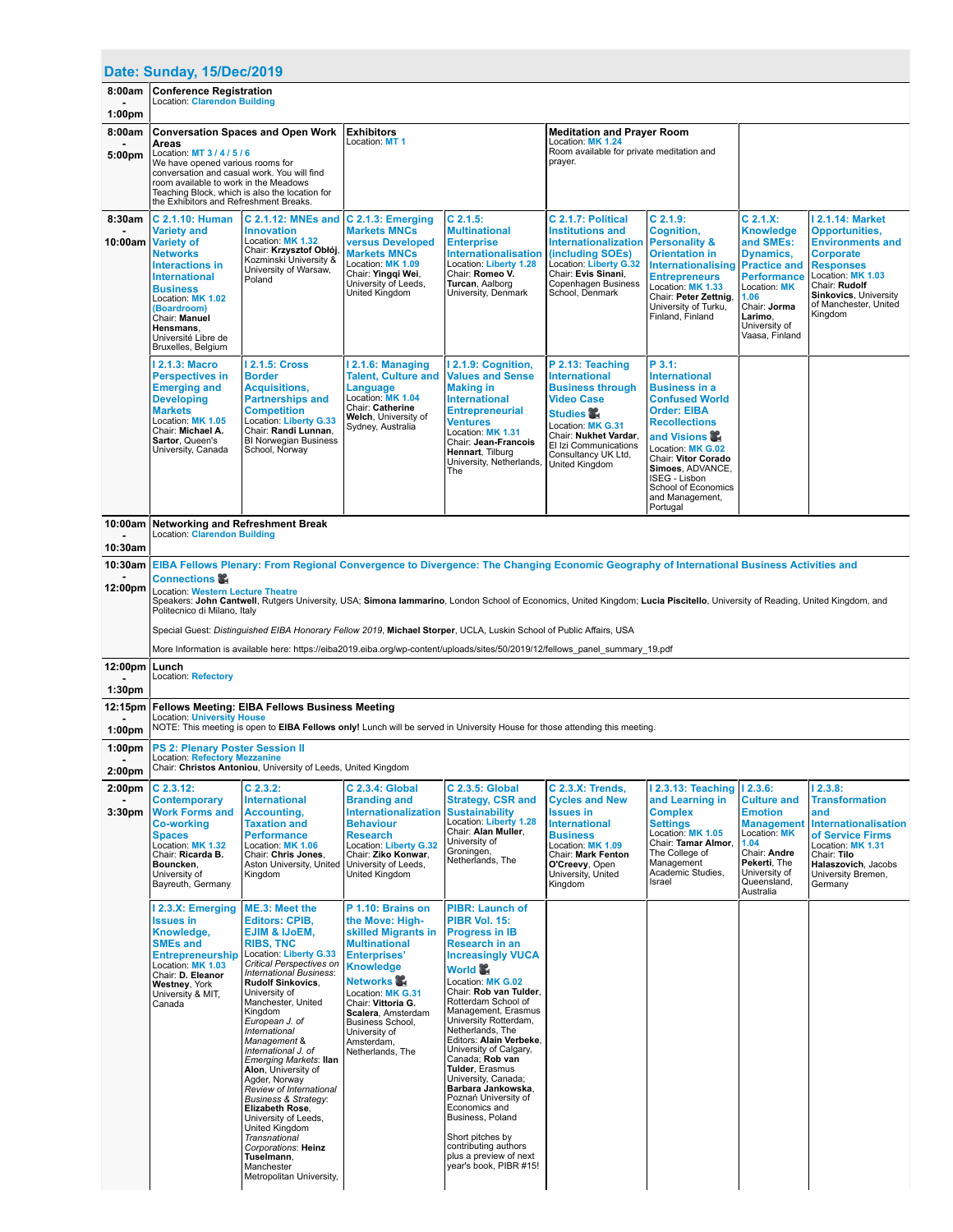## Date: Sunday, 15/Dec/2019

| Time | Session |
|---|---|
| 8:00am - 1:00pm | **Conference Registration**<br>Location: Clarendon Building |

| Time | | | |
|---|---|---|---|
| 8:00am - 5:00pm | **Conversation Spaces and Open Work Areas**<br>Location: MT 3 / 4 / 5 / 6<br>We have opened various rooms for conversation and casual work. You will find room available to work in the Meadows Teaching Block, which is also the location for the Exhibitors and Refreshment Breaks. | **Exhibitors**<br>Location: MT 1 | **Meditation and Prayer Room**<br>Location: MK 1.24<br>Room available for private meditation and prayer. |

| Time | | | | | | | | |
|---|---|---|---|---|---|---|---|---|
| 8:30am - 10:00am | **C 2.1.10: Human Variety and Variety of Networks Interactions in International Business**<br>Location: MK 1.02 (Boardroom)<br>Chair: **Manuel Hensmans**, Université Libre de Bruxelles, Belgium | **C 2.1.12: MNEs and Innovation**<br>Location: MK 1.32<br>Chair: **Krzysztof Obłój**, Kozminski University & University of Warsaw, Poland | **C 2.1.3: Emerging Markets MNCs versus Developed Markets MNCs**<br>Location: MK 1.09<br>Chair: **Yingqi Wei**, University of Leeds, United Kingdom | **C 2.1.5: Multinational Enterprise Internationalisation**<br>Location: Liberty 1.28<br>Chair: **Romeo V. Turcan**, Aalborg University, Denmark | **C 2.1.7: Political Institutions and Internationalization (including SOEs)**<br>Location: Liberty G.32<br>Chair: **Evis Sinani**, Copenhagen Business School, Denmark | **C 2.1.9: Cognition, Personality & Orientation in Internationalising Entrepreneurs**<br>Location: MK 1.33<br>Chair: **Peter Zettnig**, University of Turku, Finland, Finland | **C 2.1.X: Knowledge and SMEs: Dynamics, Practice and Performance**<br>Location: MK 1.06<br>Chair: **Jorma Larimo**, University of Vaasa, Finland | **I 2.1.14: Market Opportunities, Environments and Corporate Responses**<br>Location: MK 1.03<br>Chair: **Rudolf Sinkovics**, University of Manchester, United Kingdom |
| | **I 2.1.3: Macro Perspectives in Emerging and Developing Markets**<br>Location: MK 1.05<br>Chair: **Michael A. Sartor**, Queen's University, Canada | **I 2.1.5: Cross Border Acquisitions, Partnerships and Competition**<br>Location: Liberty G.33<br>Chair: **Randi Lunnan**, BI Norwegian Business School, Norway | **I 2.1.6: Managing Talent, Culture and Language**<br>Location: MK 1.04<br>Chair: **Catherine Welch**, University of Sydney, Australia | **I 2.1.9: Cognition, Values and Sense Making in International Entrepreneurial Ventures**<br>Location: MK 1.31<br>Chair: **Jean-Francois Hennart**, Tilburg University, Netherlands, The | **P 2.13: Teaching International Business through Video Case Studies**<br>Location: MK G.31<br>Chair: **Nukhet Vardar**, El Izi Communications Consultancy UK Ltd, United Kingdom | **P 3.1: International Business in a Confused World Order: EIBA Recollections and Visions**<br>Location: MK G.02<br>Chair: **Vitor Corado Simoes**, ADVANCE, ISEG - Lisbon School of Economics and Management, Portugal | | |

| Time | Session |
|---|---|
| 10:00am - 10:30am | **Networking and Refreshment Break**<br>Location: Clarendon Building |
| 10:30am - 12:00pm | **EIBA Fellows Plenary: From Regional Convergence to Divergence: The Changing Economic Geography of International Business Activities and Connections**<br>Location: Western Lecture Theatre<br>Speakers: **John Cantwell**, Rutgers University, USA; **Simona Iammarino**, London School of Economics, United Kingdom; **Lucia Piscitello**, University of Reading, United Kingdom, and Politecnico di Milano, Italy<br><br>Special Guest: *Distinguished EIBA Honorary Fellow 2019*, **Michael Storper**, UCLA, Luskin School of Public Affairs, USA<br><br>More Information is available here: https://eiba2019.eiba.org/wp-content/uploads/sites/50/2019/12/fellows_panel_summary_19.pdf |
| 12:00pm - 1:30pm | **Lunch**<br>Location: Refectory |
| 12:15pm - 1:00pm | **Fellows Meeting: EIBA Fellows Business Meeting**<br>Location: University House<br>NOTE: This meeting is open to **EIBA Fellows only!** Lunch will be served in University House for those attending this meeting. |
| 1:00pm - 2:00pm | **PS 2: Plenary Poster Session II**<br>Location: Refectory Mezzanine<br>Chair: **Christos Antoniou**, University of Leeds, United Kingdom |

| Time | | | | | | | | |
|---|---|---|---|---|---|---|---|---|
| 2:00pm - 3:30pm | **C 2.3.12: Contemporary Work Forms and Co-working Spaces**<br>Location: MK 1.32<br>Chair: **Ricarda B. Bouncken**, University of Bayreuth, Germany | **C 2.3.2: International Accounting, Taxation and Performance**<br>Location: MK 1.06<br>Chair: **Chris Jones**, Aston University, United Kingdom | **C 2.3.4: Global Branding and Internationalization Behaviour Research**<br>Location: Liberty G.32<br>Chair: **Ziko Konwar**, University of Leeds, United Kingdom | **C 2.3.5: Global Strategy, CSR and Sustainability**<br>Location: Liberty 1.28<br>Chair: **Alan Muller**, University of Groningen, Netherlands, The | **C 2.3.X: Trends, Cycles and New Issues in International Business**<br>Location: MK 1.09<br>Chair: **Mark Fenton O'Creevy**, Open University, United Kingdom | **I 2.3.13: Teaching and Learning in Complex Settings**<br>Location: MK 1.05<br>Chair: **Tamar Almor**, The College of Management Academic Studies, Israel | **I 2.3.6: Culture and Emotion Management**<br>Location: MK 1.04<br>Chair: **Andre Pekerti**, The University of Queensland, Australia | **I 2.3.8: Transformation and Internationalisation of Service Firms**<br>Location: MK 1.31<br>Chair: **Tilo Halaszovich**, Jacobs University Bremen, Germany |
| | **I 2.3.X: Emerging Issues in Knowledge, SMEs and Entrepreneurship**<br>Location: MK 1.03<br>Chair: **D. Eleanor Westney**, York University & MIT, Canada | **ME.3: Meet the Editors: CPIB, EJIM & IJoEM, RIBS, TNC**<br>Location: Liberty G.33<br>*Critical Perspectives on International Business*: **Rudolf Sinkovics**, University of Manchester, United Kingdom<br>*European J. of International Management* & *International J. of Emerging Markets*: **Ilan Alon**, University of Agder, Norway<br>*Review of International Business & Strategy*: **Elizabeth Rose**, University of Leeds, United Kingdom<br>*Transnational Corporations*: **Heinz Tuselmann**, Manchester Metropolitan University, | **P 1.10: Brains on the Move: High-skilled Migrants in Multinational Enterprises' Knowledge Networks**<br>Location: MK G.31<br>Chair: **Vittoria G. Scalera**, Amsterdam Business School, University of Amsterdam, Netherlands, The | **PIBR: Launch of PIBR Vol. 15: Progress in IB Research in an Increasingly VUCA World**<br>Location: MK G.02<br>Chair: **Rob van Tulder**, Rotterdam School of Management, Erasmus University Rotterdam, Netherlands, The<br>Editors: **Alain Verbeke**, University of Calgary, Canada; **Rob van Tulder**, Erasmus University, Canada; **Barbara Jankowska**, Poznań University of Economics and Business, Poland<br><br>Short pitches by contributing authors plus a preview of next year's book, PIBR #15! | | | | |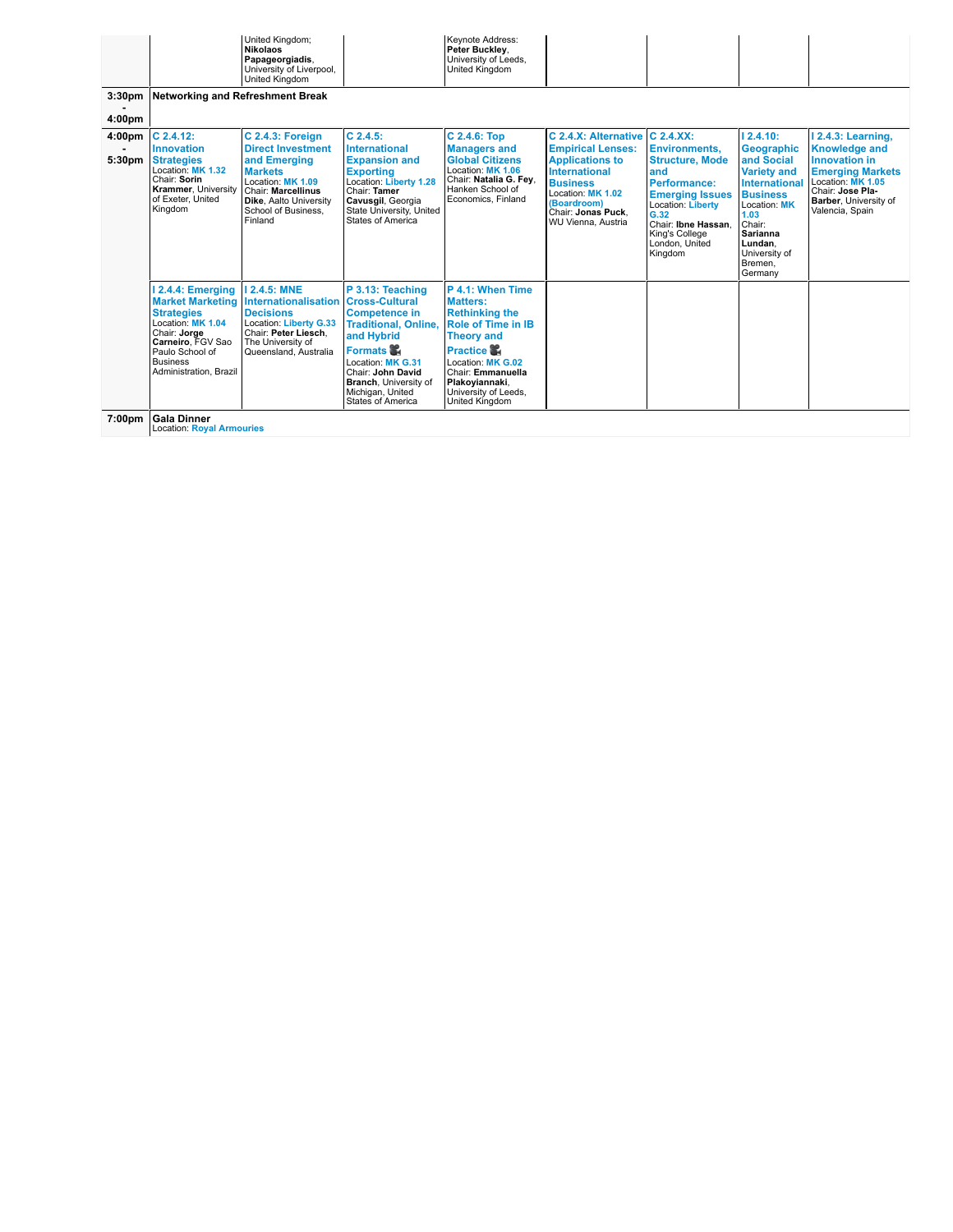| | | | | | | | | |
|---|---|---|---|---|---|---|---|---|
| | | United Kingdom; **Nikolaos Papageorgiadis**, University of Liverpool, United Kingdom | | Keynote Address: **Peter Buckley**, University of Leeds, United Kingdom | | | | |
| **3:30pm - 4:00pm** | **Networking and Refreshment Break** | | | | | | | |
| **4:00pm - 5:30pm** | **C 2.4.12: Innovation Strategies** Location: MK 1.32 Chair: **Sorin Krammer**, University of Exeter, United Kingdom | **C 2.4.3: Foreign Direct Investment and Emerging Markets** Location: MK 1.09 Chair: **Marcellinus Dike**, Aalto University School of Business, Finland | **C 2.4.5: International Expansion and Exporting** Location: Liberty 1.28 Chair: **Tamer Cavusgil**, Georgia State University, United States of America | **C 2.4.6: Top Managers and Global Citizens** Location: MK 1.06 Chair: **Natalia G. Fey**, Hanken School of Economics, Finland | **C 2.4.X: Alternative Empirical Lenses: Applications to International Business** Location: MK 1.02 (Boardroom) Chair: **Jonas Puck**, WU Vienna, Austria | **C 2.4.XX: Environments, Structure, Mode and Performance: Emerging Issues** Location: Liberty G.32 Chair: **Ibne Hassan**, King's College London, United Kingdom | **I 2.4.10: Geographic and Social Variety and International Business** Location: MK 1.03 Chair: **Sarianna Lundan**, University of Bremen, Germany | **I 2.4.3: Learning, Knowledge and Innovation in Emerging Markets** Location: MK 1.05 Chair: **Jose Pla-Barber**, University of Valencia, Spain |
| | **I 2.4.4: Emerging Market Marketing Strategies** Location: MK 1.04 Chair: **Jorge Carneiro**, FGV Sao Paulo School of Business Administration, Brazil | **I 2.4.5: MNE Internationalisation Decisions** Location: Liberty G.33 Chair: **Peter Liesch**, The University of Queensland, Australia | **P 3.13: Teaching Cross-Cultural Competence in Traditional, Online, and Hybrid Formats** 🎥 Location: MK G.31 Chair: **John David Branch**, University of Michigan, United States of America | **P 4.1: When Time Matters: Rethinking the Role of Time in IB Theory and Practice** 🎥 Location: MK G.02 Chair: **Emmanuella Plakoyiannaki**, University of Leeds, United Kingdom | | | | |
| **7:00pm** | **Gala Dinner** Location: Royal Armouries | | | | | | | |